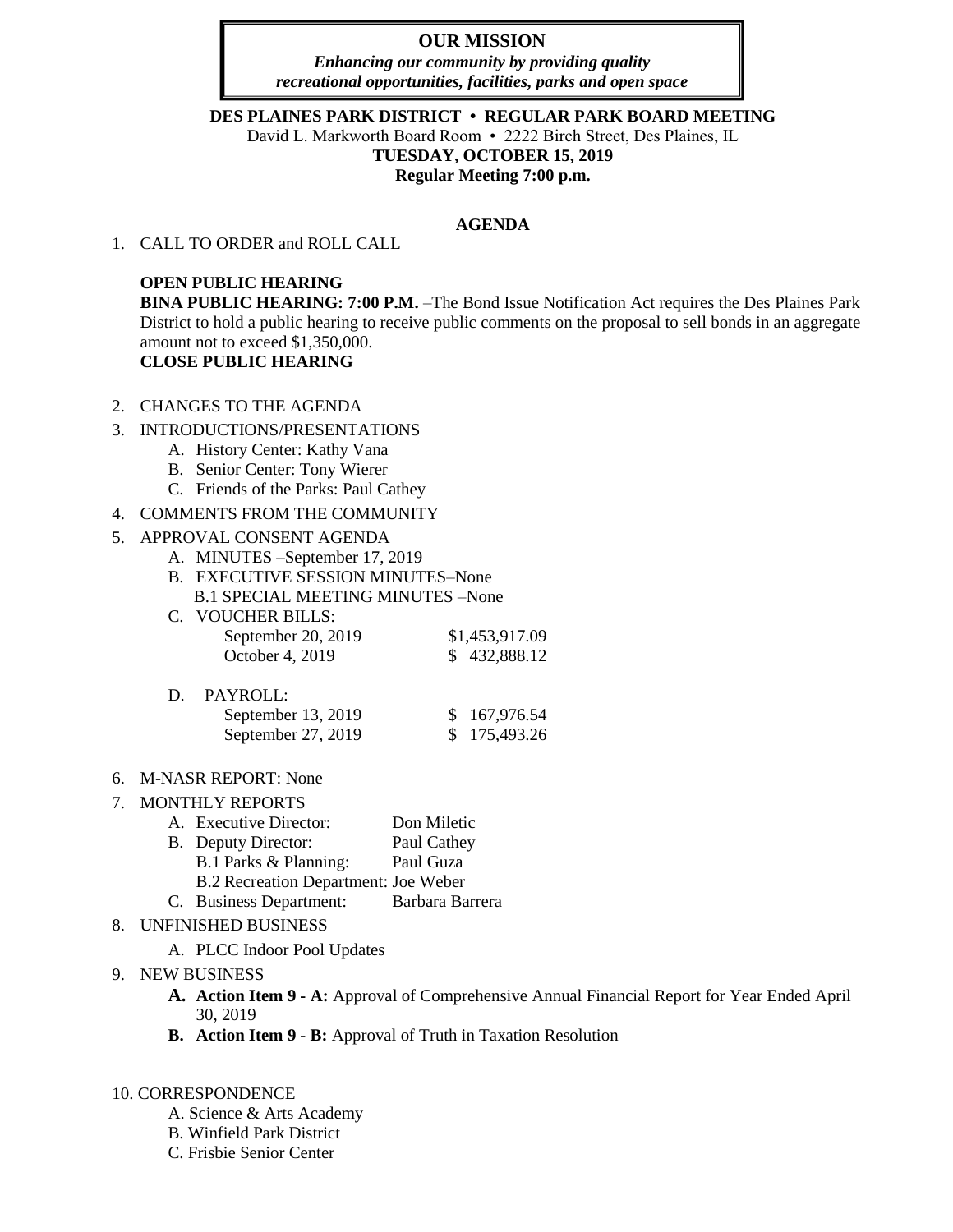**OUR MISSION**

***Enhancing our community by providing quality recreational opportunities, facilities, parks and open space***

**DES PLAINES PARK DISTRICT • REGULAR PARK BOARD MEETING**

David L. Markworth Board Room • 2222 Birch Street, Des Plaines, IL

**TUESDAY, OCTOBER 15, 2019**

**Regular Meeting 7:00 p.m.**

**AGENDA**

1. CALL TO ORDER and ROLL CALL

   **OPEN PUBLIC HEARING**

   **BINA PUBLIC HEARING: 7:00 P.M.** –The Bond Issue Notification Act requires the Des Plaines Park District to hold a public hearing to receive public comments on the proposal to sell bonds in an aggregate amount not to exceed $1,350,000.

   **CLOSE PUBLIC HEARING**

2. CHANGES TO THE AGENDA
3. INTRODUCTIONS/PRESENTATIONS
   A. History Center: Kathy Vana
   B. Senior Center: Tony Wierer
   C. Friends of the Parks: Paul Cathey
4. COMMENTS FROM THE COMMUNITY
5. APPROVAL CONSENT AGENDA
   A. MINUTES –September 17, 2019
   B. EXECUTIVE SESSION MINUTES–None
      B.1 SPECIAL MEETING MINUTES –None
   C. VOUCHER BILLS:

      | | |
      |---|---|
      | September 20, 2019 | $1,453,917.09 |
      | October 4, 2019 | $ 432,888.12 |

   D. PAYROLL:

      | | |
      |---|---|
      | September 13, 2019 | $ 167,976.54 |
      | September 27, 2019 | $ 175,493.26 |

6. M-NASR REPORT: None
7. MONTHLY REPORTS
   A. Executive Director: Don Miletic
   B. Deputy Director: Paul Cathey
      B.1 Parks & Planning: Paul Guza
      B.2 Recreation Department: Joe Weber
   C. Business Department: Barbara Barrera
8. UNFINISHED BUSINESS
   A. PLCC Indoor Pool Updates
9. NEW BUSINESS
   **A. Action Item 9 - A:** Approval of Comprehensive Annual Financial Report for Year Ended April 30, 2019
   **B. Action Item 9 - B:** Approval of Truth in Taxation Resolution

10. CORRESPONDENCE
    A. Science & Arts Academy
    B. Winfield Park District
    C. Frisbie Senior Center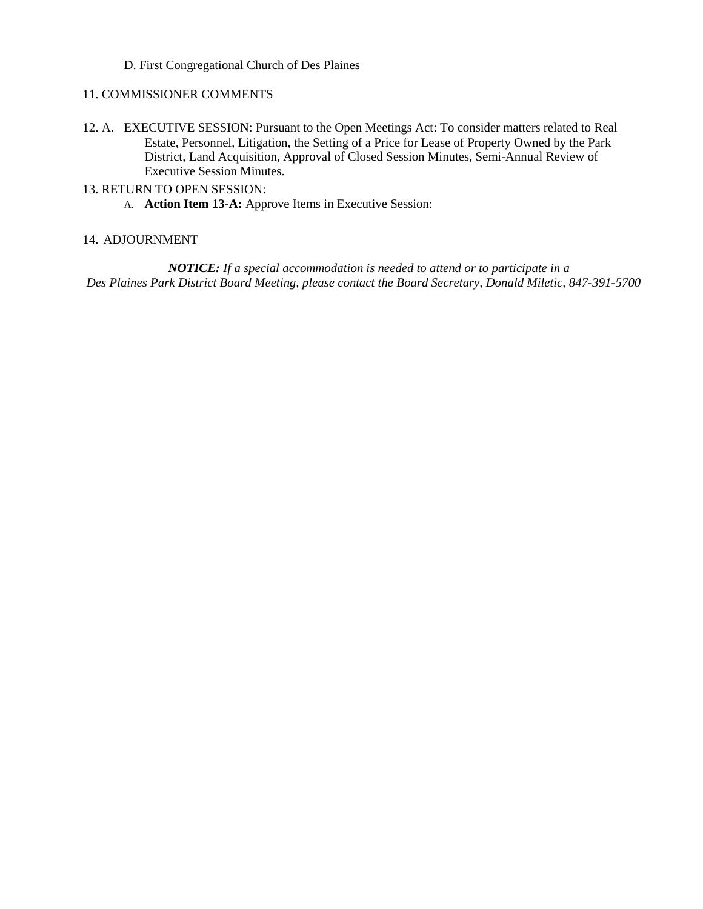D. First Congregational Church of Des Plaines

11. COMMISSIONER COMMENTS

12. A. EXECUTIVE SESSION: Pursuant to the Open Meetings Act: To consider matters related to Real Estate, Personnel, Litigation, the Setting of a Price for Lease of Property Owned by the Park District, Land Acquisition, Approval of Closed Session Minutes, Semi-Annual Review of Executive Session Minutes.

13. RETURN TO OPEN SESSION:

   A. **Action Item 13-A:** Approve Items in Executive Session:

14. ADJOURNMENT

***NOTICE:*** *If a special accommodation is needed to attend or to participate in a Des Plaines Park District Board Meeting, please contact the Board Secretary, Donald Miletic, 847-391-5700*